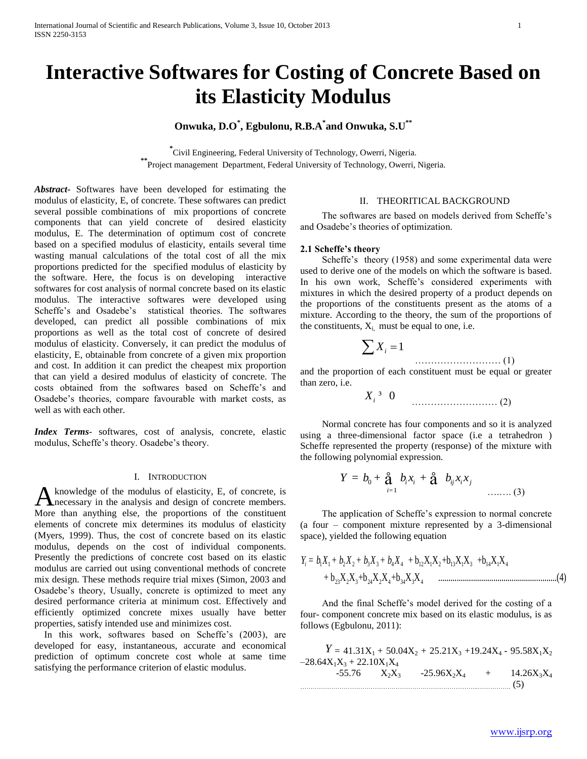# Interactive Softwares for Costing of Concrete Based on its Elasticity Modulus

**Onwuka, D.O[*], Egbulonu, R.B.A[*] and Onwuka, S.U[**]**

[*] Civil Engineering, Federal University of Technology, Owerri, Nigeria.
[**] Project management Department, Federal University of Technology, Owerri, Nigeria.

***Abstract***- Softwares have been developed for estimating the modulus of elasticity, E, of concrete. These softwares can predict several possible combinations of mix proportions of concrete components that can yield concrete of desired elasticity modulus, E. The determination of optimum cost of concrete based on a specified modulus of elasticity, entails several time wasting manual calculations of the total cost of all the mix proportions predicted for the specified modulus of elasticity by the software. Here, the focus is on developing interactive softwares for cost analysis of normal concrete based on its elastic modulus. The interactive softwares were developed using Scheffe's and Osadebe's statistical theories. The softwares developed, can predict all possible combinations of mix proportions as well as the total cost of concrete of desired modulus of elasticity. Conversely, it can predict the modulus of elasticity, E, obtainable from concrete of a given mix proportion and cost. In addition it can predict the cheapest mix proportion that can yield a desired modulus of elasticity of concrete. The costs obtained from the softwares based on Scheffe's and Osadebe's theories, compare favourable with market costs, as well as with each other.

***Index Terms***- softwares, cost of analysis, concrete, elastic modulus, Scheffe's theory. Osadebe's theory.

## I. Introduction

A knowledge of the modulus of elasticity, E, of concrete, is necessary in the analysis and design of concrete members. More than anything else, the proportions of the constituent elements of concrete mix determines its modulus of elasticity (Myers, 1999). Thus, the cost of concrete based on its elastic modulus, depends on the cost of individual components. Presently the predictions of concrete cost based on its elastic modulus are carried out using conventional methods of concrete mix design. These methods require trial mixes (Simon, 2003 and Osadebe's theory, Usually, concrete is optimized to meet any desired performance criteria at minimum cost. Effectively and efficiently optimized concrete mixes usually have better properties, satisfy intended use and minimizes cost.

In this work, softwares based on Scheffe's (2003), are developed for easy, instantaneous, accurate and economical prediction of optimum concrete cost whole at same time satisfying the performance criterion of elastic modulus.

## II. Theoritical Background

The softwares are based on models derived from Scheffe's and Osadebe's theories of optimization.

### 2.1 Scheffe's theory

Scheffe's theory (1958) and some experimental data were used to derive one of the models on which the software is based. In his own work, Scheffe's considered experiments with mixtures in which the desired property of a product depends on the proportions of the constituents present as the atoms of a mixture. According to the theory, the sum of the proportions of the constituents, $X_i$, must be equal to one, i.e.

$$\sum X_i = 1 \qquad \text{……………………… (1)}$$

and the proportion of each constituent must be equal or greater than zero, i.e.

$$X_i \geq 0 \qquad \text{……………………… (2)}$$

Normal concrete has four components and so it is analyzed using a three-dimensional factor space (i.e a tetrahedron ) Scheffe represented the property (response) of the mixture with the following polynomial expression.

$$Y = b_0 + \sum_{i=1} b_i x_i + \sum b_{ij} x_i x_j \qquad \text{…….. (3)}$$

The application of Scheffe's expression to normal concrete (a four – component mixture represented by a 3-dimensional space), yielded the following equation

$$Y_i = b_1X_1 + b_2X_2 + b_3X_3 + b_4X_4 + b_{12}X_1X_2 + b_{13}X_1X_3 + b_{14}X_1X_4 + b_{23}X_2X_3 + b_{24}X_2X_4 + b_{34}X_3X_4 \qquad \text{……(4)}$$

And the final Scheffe's model derived for the costing of a four- component concrete mix based on its elastic modulus, is as follows (Egbulonu, 2011):

$$Y = 41.31X_1 + 50.04X_2 + 25.21X_3 + 19.24X_4 - 95.58X_1X_2 - 28.64X_1X_3 + 22.10X_1X_4 - 55.76X_2X_3 - 25.96X_2X_4 + 14.26X_3X_4 \qquad \text{…… (5)}$$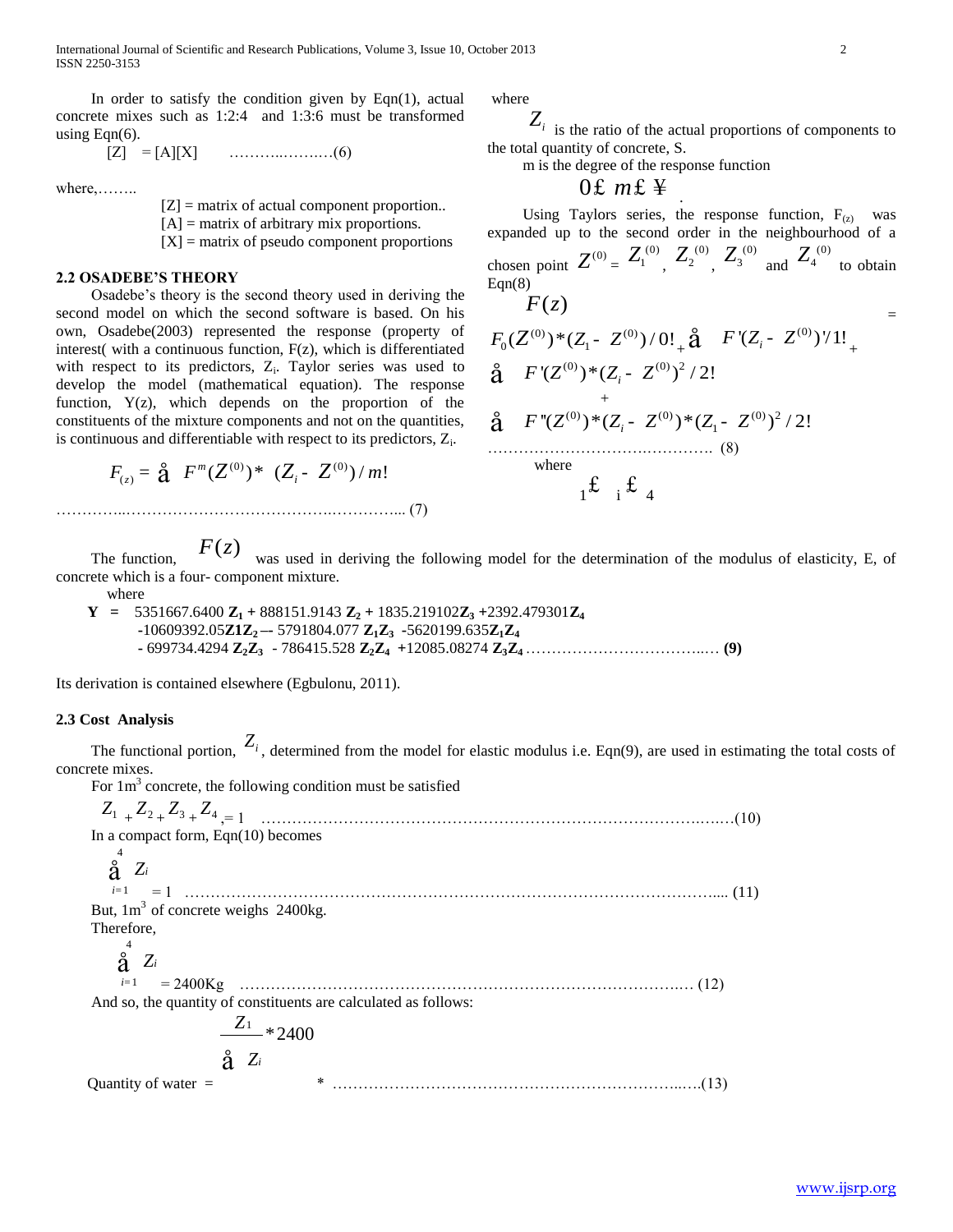In order to satisfy the condition given by Eqn(1), actual concrete mixes such as 1:2:4 and 1:3:6 must be transformed using Eqn(6).

$$[Z] = [A][X] \quad \ldots\ldots\ldots\ldots\ldots\ldots(6)$$

where,……..

[Z] = matrix of actual component proportion..
[A] = matrix of arbitrary mix proportions.
[X] = matrix of pseudo component proportions

### 2.2 OSADEBE'S THEORY

Osadebe's theory is the second theory used in deriving the second model on which the second software is based. On his own, Osadebe(2003) represented the response (property of interest( with a continuous function, F(z), which is differentiated with respect to its predictors, $Z_i$. Taylor series was used to develop the model (mathematical equation). The response function, Y(z), which depends on the proportion of the constituents of the mixture components and not on the quantities, is continuous and differentiable with respect to its predictors, $Z_i$.

$$F_{(z)} = \sum F^m(Z^{(0)}) * (Z_i - Z^{(0)})/m! \quad \ldots\ldots\ldots\ldots\ldots\ldots (7)$$

where

$Z_i$ is the ratio of the actual proportions of components to the total quantity of concrete, S.

m is the degree of the response function

$$0 \le m \le \infty$$

Using Taylors series, the response function, $F_{(z)}$ was expanded up to the second order in the neighbourhood of a chosen point $Z^{(0)} = Z_1^{(0)}, Z_2^{(0)}, Z_3^{(0)}$ and $Z_4^{(0)}$ to obtain Eqn(8)

$$F(z) = F_0(Z^{(0)})*(Z_1 - Z^{(0)})/0! + \sum F'(Z_i - Z^{(0)})'/1! + \sum F'(Z^{(0)})*(Z_i - Z^{(0)})^2/2! + \sum F''(Z^{(0)})*(Z_i - Z^{(0)})*(Z_1 - Z^{(0)})^2/2! \quad \ldots\ldots\ldots (8)$$

where

$$1 \le i \le 4$$

The function, $F(z)$ was used in deriving the following model for the determination of the modulus of elasticity, E, of concrete which is a four- component mixture.

where

$$\mathbf{Y} = 5351667.6400\,\mathbf{Z_1} + 888151.9143\,\mathbf{Z_2} + 1835.219102\,\mathbf{Z_3} + 2392.479301\,\mathbf{Z_4} - 10609392.05\,\mathbf{Z_1Z_2} - 5791804.077\,\mathbf{Z_1Z_3} - 5620199.635\,\mathbf{Z_1Z_4} - 699734.4294\,\mathbf{Z_2Z_3} - 786415.528\,\mathbf{Z_2Z_4} + 12085.08274\,\mathbf{Z_3Z_4} \quad \ldots\ldots \mathbf{(9)}$$

Its derivation is contained elsewhere (Egbulonu, 2011).

### 2.3 Cost Analysis

The functional portion, $Z_i$, determined from the model for elastic modulus i.e. Eqn(9), are used in estimating the total costs of concrete mixes.

For 1m$^3$ concrete, the following condition must be satisfied

$$Z_1 + Z_2 + Z_3 + Z_4 = 1 \quad \ldots\ldots\ldots\ldots\ldots\ldots(10)$$

In a compact form, Eqn(10) becomes

$$\sum_{i=1}^{4} Z_i = 1 \quad \ldots\ldots\ldots\ldots\ldots\ldots (11)$$

But, 1m$^3$ of concrete weighs 2400kg.

Therefore,

$$\sum_{i=1}^{4} Z_i = 2400\text{Kg} \quad \ldots\ldots\ldots\ldots\ldots\ldots (12)$$

And so, the quantity of constituents are calculated as follows:

$$\text{Quantity of water} = \frac{Z_1}{\sum Z_i} * 2400 \quad \ldots\ldots\ldots\ldots\ldots\ldots(13)$$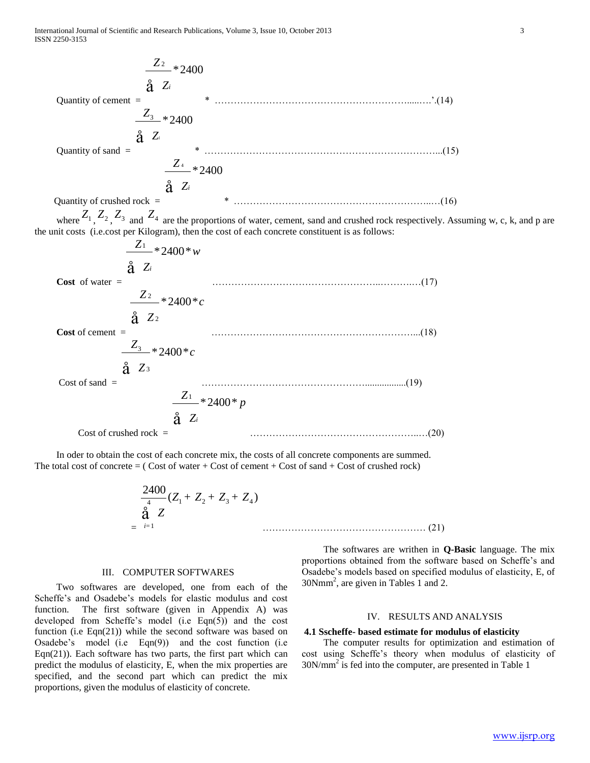$$\text{Quantity of cement} = \frac{Z_2}{\sum Z_i} * 2400 \quad * \;\ldots\ldots(14)$$

$$\text{Quantity of sand} = \frac{Z_3}{\sum Z_i} * 2400 \quad * \;\ldots\ldots(15)$$

$$\text{Quantity of crushed rock} = \frac{Z_4}{\sum Z_i} * 2400 \quad * \;\ldots\ldots(16)$$

where $Z_1$, $Z_2$, $Z_3$ and $Z_4$ are the proportions of water, cement, sand and crushed rock respectively. Assuming w, c, k, and p are the unit costs (i.e.cost per Kilogram), then the cost of each concrete constituent is as follows:

$$\textbf{Cost of water} = \frac{Z_1}{\sum Z_i} * 2400 * w \quad \ldots\ldots(17)$$

$$\textbf{Cost of cement} = \frac{Z_2}{\sum Z_2} * 2400 * c \quad \ldots\ldots(18)$$

$$\text{Cost of sand} = \frac{Z_3}{\sum Z_3} * 2400 * c \quad \ldots\ldots(19)$$

$$\text{Cost of crushed rock} = \frac{Z_1}{\sum Z_i} * 2400 * p \quad \ldots\ldots(20)$$

In oder to obtain the cost of each concrete mix, the costs of all concrete components are summed.
The total cost of concrete = ( Cost of water + Cost of cement + Cost of sand + Cost of crushed rock)

$$= \frac{2400}{\sum_{i=1}^{4} Z}(Z_1 + Z_2 + Z_3 + Z_4) \quad \ldots\ldots(21)$$

## III. COMPUTER SOFTWARES

Two softwares are developed, one from each of the Scheffe's and Osadebe's models for elastic modulus and cost function. The first software (given in Appendix A) was developed from Scheffe's model (i.e Eqn(5)) and the cost function (i.e Eqn(21)) while the second software was based on Osadebe's model (i.e Eqn(9)) and the cost function (i.e Eqn(21)). Each software has two parts, the first part which can predict the modulus of elasticity, E, when the mix properties are specified, and the second part which can predict the mix proportions, given the modulus of elasticity of concrete.

The softwares are writhen in **Q-Basic** language. The mix proportions obtained from the software based on Scheffe's and Osadebe's models based on specified modulus of elasticity, E, of $30\text{Nmm}^2$, are given in Tables 1 and 2.

## IV. RESULTS AND ANALYSIS

### 4.1 Sscheffe- based estimate for modulus of elasticity

The computer results for optimization and estimation of cost using Scheffe's theory when modulus of elasticity of $30\text{N/mm}^2$ is fed into the computer, are presented in Table 1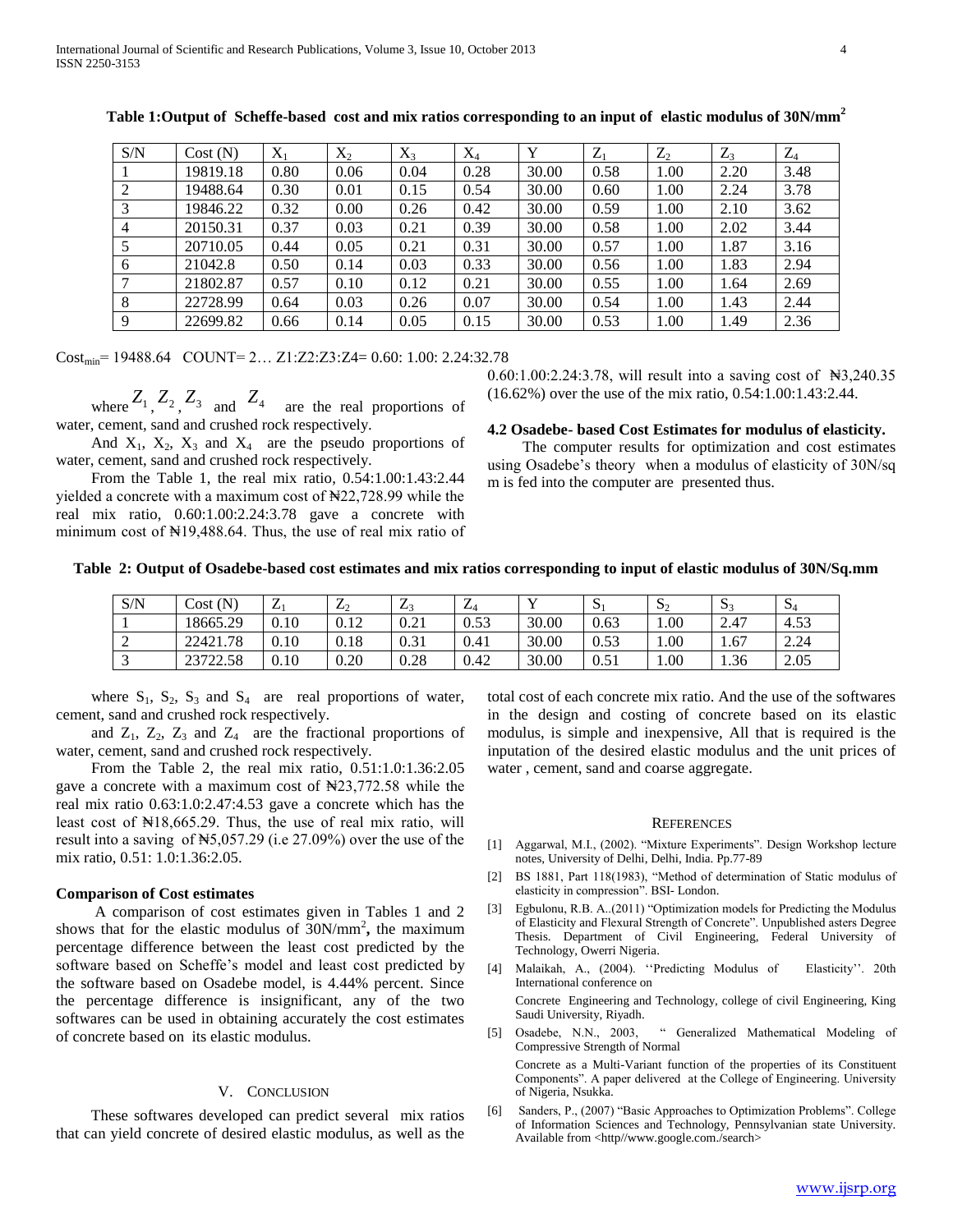**Table 1:Output of Scheffe-based cost and mix ratios corresponding to an input of elastic modulus of 30N/mm²**

| S/N | Cost (N) | $X_1$ | $X_2$ | $X_3$ | $X_4$ | Y | $Z_1$ | $Z_2$ | $Z_3$ | $Z_4$ |
|---|---|---|---|---|---|---|---|---|---|---|
| 1 | 19819.18 | 0.80 | 0.06 | 0.04 | 0.28 | 30.00 | 0.58 | 1.00 | 2.20 | 3.48 |
| 2 | 19488.64 | 0.30 | 0.01 | 0.15 | 0.54 | 30.00 | 0.60 | 1.00 | 2.24 | 3.78 |
| 3 | 19846.22 | 0.32 | 0.00 | 0.26 | 0.42 | 30.00 | 0.59 | 1.00 | 2.10 | 3.62 |
| 4 | 20150.31 | 0.37 | 0.03 | 0.21 | 0.39 | 30.00 | 0.58 | 1.00 | 2.02 | 3.44 |
| 5 | 20710.05 | 0.44 | 0.05 | 0.21 | 0.31 | 30.00 | 0.57 | 1.00 | 1.87 | 3.16 |
| 6 | 21042.8 | 0.50 | 0.14 | 0.03 | 0.33 | 30.00 | 0.56 | 1.00 | 1.83 | 2.94 |
| 7 | 21802.87 | 0.57 | 0.10 | 0.12 | 0.21 | 30.00 | 0.55 | 1.00 | 1.64 | 2.69 |
| 8 | 22728.99 | 0.64 | 0.03 | 0.26 | 0.07 | 30.00 | 0.54 | 1.00 | 1.43 | 2.44 |
| 9 | 22699.82 | 0.66 | 0.14 | 0.05 | 0.15 | 30.00 | 0.53 | 1.00 | 1.49 | 2.36 |

$Cost_{min}$= 19488.64 COUNT= 2… Z1:Z2:Z3:Z4= 0.60: 1.00: 2.24:32.78

where $Z_1$, $Z_2$, $Z_3$ and $Z_4$ are the real proportions of water, cement, sand and crushed rock respectively.

And $X_1$, $X_2$, $X_3$ and $X_4$ are the pseudo proportions of water, cement, sand and crushed rock respectively.

From the Table 1, the real mix ratio, 0.54:1.00:1.43:2.44 yielded a concrete with a maximum cost of ₦22,728.99 while the real mix ratio, 0.60:1.00:2.24:3.78 gave a concrete with minimum cost of ₦19,488.64. Thus, the use of real mix ratio of 0.60:1.00:2.24:3.78, will result into a saving cost of ₦3,240.35 (16.62%) over the use of the mix ratio, 0.54:1.00:1.43:2.44.

### 4.2 Osadebe- based Cost Estimates for modulus of elasticity.

The computer results for optimization and cost estimates using Osadebe's theory when a modulus of elasticity of 30N/sq m is fed into the computer are presented thus.

**Table 2: Output of Osadebe-based cost estimates and mix ratios corresponding to input of elastic modulus of 30N/Sq.mm**

| S/N | Cost (N) | $Z_1$ | $Z_2$ | $Z_3$ | $Z_4$ | Y | $S_1$ | $S_2$ | $S_3$ | $S_4$ |
|---|---|---|---|---|---|---|---|---|---|---|
| 1 | 18665.29 | 0.10 | 0.12 | 0.21 | 0.53 | 30.00 | 0.63 | 1.00 | 2.47 | 4.53 |
| 2 | 22421.78 | 0.10 | 0.18 | 0.31 | 0.41 | 30.00 | 0.53 | 1.00 | 1.67 | 2.24 |
| 3 | 23722.58 | 0.10 | 0.20 | 0.28 | 0.42 | 30.00 | 0.51 | 1.00 | 1.36 | 2.05 |

where $S_1$, $S_2$, $S_3$ and $S_4$ are real proportions of water, cement, sand and crushed rock respectively.

and $Z_1$, $Z_2$, $Z_3$ and $Z_4$ are the fractional proportions of water, cement, sand and crushed rock respectively.

From the Table 2, the real mix ratio, 0.51:1.0:1.36:2.05 gave a concrete with a maximum cost of ₦23,772.58 while the real mix ratio 0.63:1.0:2.47:4.53 gave a concrete which has the least cost of ₦18,665.29. Thus, the use of real mix ratio, will result into a saving of ₦5,057.29 (i.e 27.09%) over the use of the mix ratio, 0.51: 1.0:1.36:2.05.

**Comparison of Cost estimates**

A comparison of cost estimates given in Tables 1 and 2 shows that for the elastic modulus of 30N/mm², the maximum percentage difference between the least cost predicted by the software based on Scheffe's model and least cost predicted by the software based on Osadebe model, is 4.44% percent. Since the percentage difference is insignificant, any of the two softwares can be used in obtaining accurately the cost estimates of concrete based on its elastic modulus.

## V. Conclusion

These softwares developed can predict several mix ratios that can yield concrete of desired elastic modulus, as well as the total cost of each concrete mix ratio. And the use of the softwares in the design and costing of concrete based on its elastic modulus, is simple and inexpensive, All that is required is the inputation of the desired elastic modulus and the unit prices of water , cement, sand and coarse aggregate.

## References

[1] Aggarwal, M.I., (2002). "Mixture Experiments". Design Workshop lecture notes, University of Delhi, Delhi, India. Pp.77-89

[2] BS 1881, Part 118(1983), "Method of determination of Static modulus of elasticity in compression". BSI- London.

[3] Egbulonu, R.B. A..(2011) "Optimization models for Predicting the Modulus of Elasticity and Flexural Strength of Concrete". Unpublished asters Degree Thesis. Department of Civil Engineering, Federal University of Technology, Owerri Nigeria.

[4] Malaikah, A., (2004). ''Predicting Modulus of Elasticity''. 20th International conference on Concrete Engineering and Technology, college of civil Engineering, King Saudi University, Riyadh.

[5] Osadebe, N.N., 2003, " Generalized Mathematical Modeling of Compressive Strength of Normal Concrete as a Multi-Variant function of the properties of its Constituent Components". A paper delivered at the College of Engineering. University of Nigeria, Nsukka.

[6] Sanders, P., (2007) "Basic Approaches to Optimization Problems". College of Information Sciences and Technology, Pennsylvanian state University. Available from <http//www.google.com./search>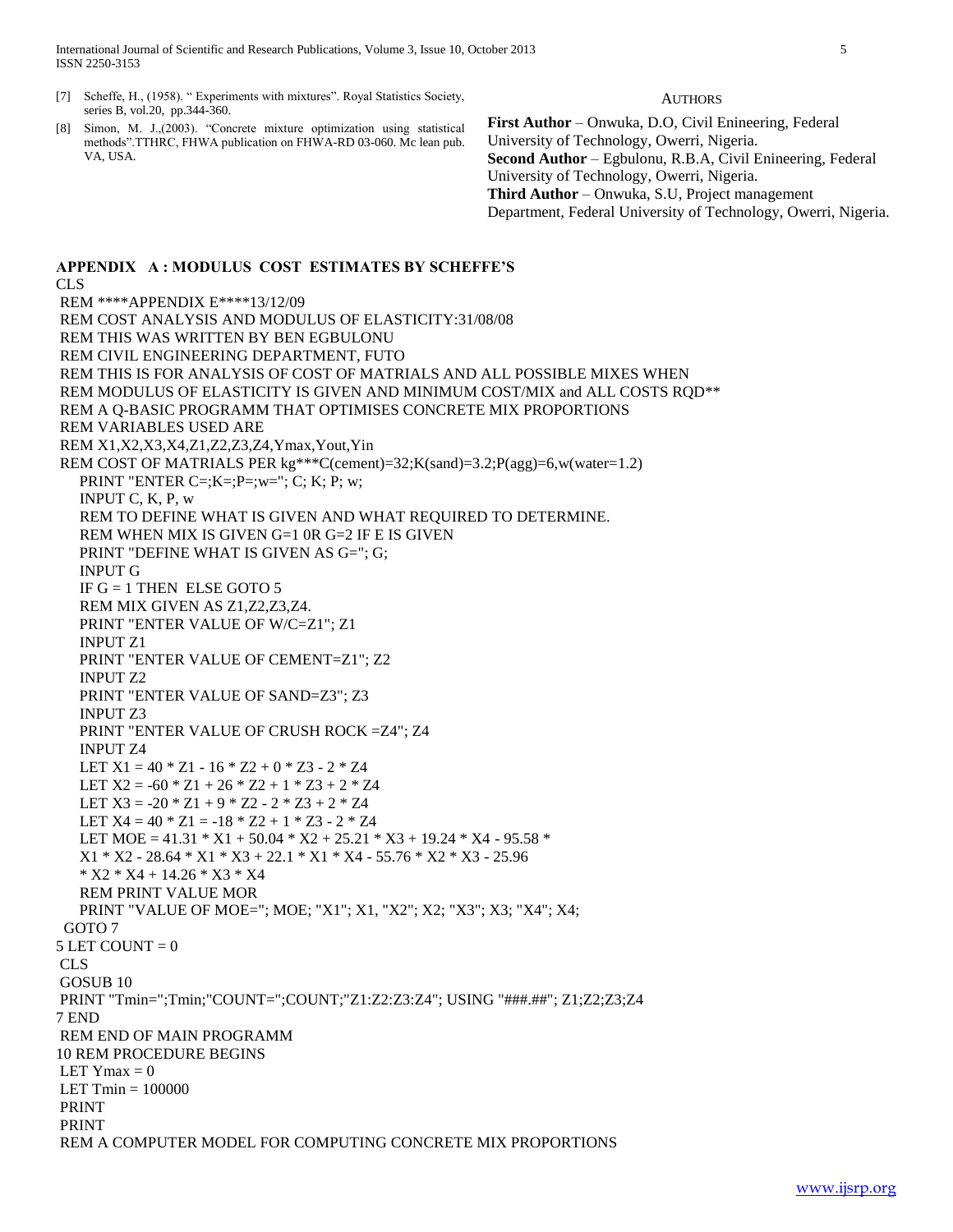[7] Scheffe, H., (1958). " Experiments with mixtures". Royal Statistics Society, series B, vol.20, pp.344-360.

[8] Simon, M. J.,(2003). "Concrete mixture optimization using statistical methods".TTHRC, FHWA publication on FHWA-RD 03-060. Mc lean pub. VA, USA.

AUTHORS

**First Author** – Onwuka, D.O, Civil Enineering, Federal University of Technology, Owerri, Nigeria.
**Second Author** – Egbulonu, R.B.A, Civil Enineering, Federal University of Technology, Owerri, Nigeria.
**Third Author** – Onwuka, S.U, Project management Department, Federal University of Technology, Owerri, Nigeria.

**APPENDIX A : MODULUS COST ESTIMATES BY SCHEFFE'S**

```
CLS
 REM ****APPENDIX E****13/12/09
 REM COST ANALYSIS AND MODULUS OF ELASTICITY:31/08/08
 REM THIS WAS WRITTEN BY BEN EGBULONU
 REM CIVIL ENGINEERING DEPARTMENT, FUTO
 REM THIS IS FOR ANALYSIS OF COST OF MATRIALS AND ALL POSSIBLE MIXES WHEN
 REM MODULUS OF ELASTICITY IS GIVEN AND MINIMUM COST/MIX and ALL COSTS RQD**
 REM A Q-BASIC PROGRAMM THAT OPTIMISES CONCRETE MIX PROPORTIONS
 REM VARIABLES USED ARE
 REM X1,X2,X3,X4,Z1,Z2,Z3,Z4,Ymax,Yout,Yin
 REM COST OF MATRIALS PER kg***C(cement)=32;K(sand)=3.2;P(agg)=6,w(water=1.2)
    PRINT "ENTER C=;K=;P=;w="; C; K; P; w;
    INPUT C, K, P, w
    REM TO DEFINE WHAT IS GIVEN AND WHAT REQUIRED TO DETERMINE.
    REM WHEN MIX IS GIVEN G=1 0R G=2 IF E IS GIVEN
    PRINT "DEFINE WHAT IS GIVEN AS G="; G;
    INPUT G
    IF G = 1 THEN  ELSE GOTO 5
    REM MIX GIVEN AS Z1,Z2,Z3,Z4.
    PRINT "ENTER VALUE OF W/C=Z1"; Z1
    INPUT Z1
    PRINT "ENTER VALUE OF CEMENT=Z1"; Z2
    INPUT Z2
    PRINT "ENTER VALUE OF SAND=Z3"; Z3
    INPUT Z3
    PRINT "ENTER VALUE OF CRUSH ROCK =Z4"; Z4
    INPUT Z4
    LET X1 = 40 * Z1 - 16 * Z2 + 0 * Z3 - 2 * Z4
    LET X2 = -60 * Z1 + 26 * Z2 + 1 * Z3 + 2 * Z4
    LET X3 = -20 * Z1 + 9 * Z2 - 2 * Z3 + 2 * Z4
    LET X4 = 40 * Z1 = -18 * Z2 + 1 * Z3 - 2 * Z4
    LET MOE = 41.31 * X1 + 50.04 * X2 + 25.21 * X3 + 19.24 * X4 - 95.58 *
    X1 * X2 - 28.64 * X1 * X3 + 22.1 * X1 * X4 - 55.76 * X2 * X3 - 25.96
    * X2 * X4 + 14.26 * X3 * X4
    REM PRINT VALUE MOR
    PRINT "VALUE OF MOE="; MOE; "X1"; X1, "X2"; X2; "X3"; X3; "X4"; X4;
 GOTO 7
5 LET COUNT = 0
 CLS
 GOSUB 10
 PRINT "Tmin=";Tmin;"COUNT=";COUNT;"Z1:Z2:Z3:Z4"; USING "###.##"; Z1;Z2;Z3;Z4
7 END
 REM END OF MAIN PROGRAMM
10 REM PROCEDURE BEGINS
 LET Ymax = 0
 LET Tmin = 100000
 PRINT
 PRINT
 REM A COMPUTER MODEL FOR COMPUTING CONCRETE MIX PROPORTIONS
```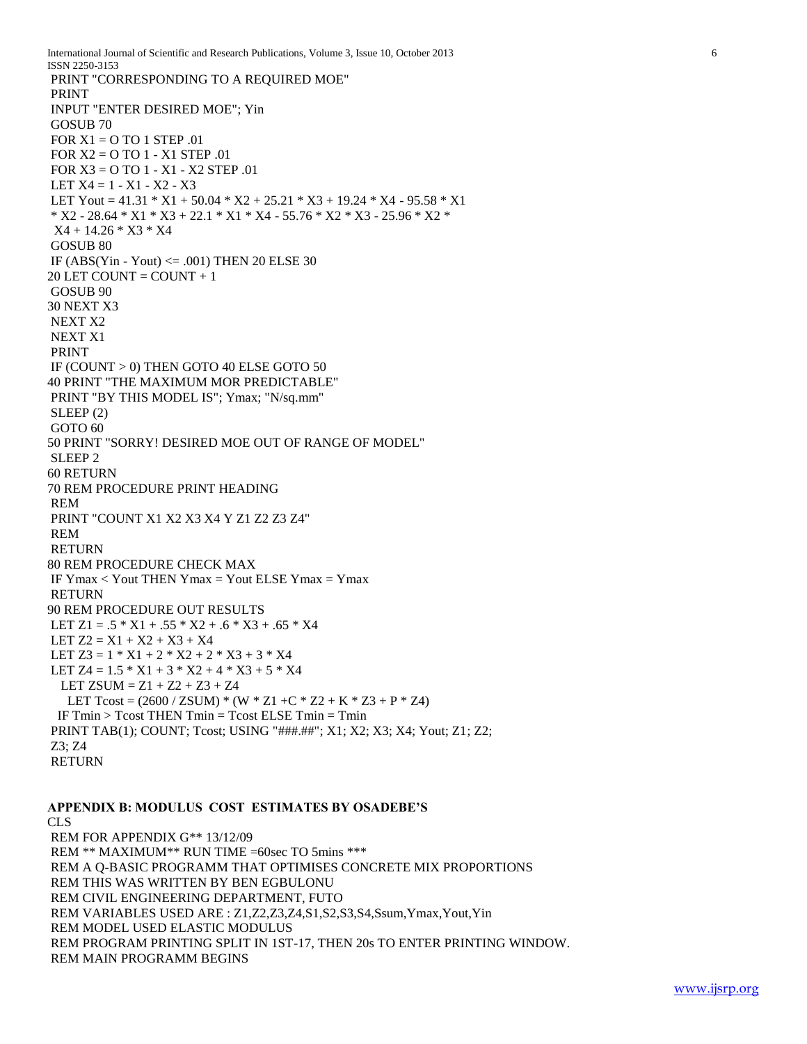```
 PRINT "CORRESPONDING TO A REQUIRED MOE"
 PRINT
 INPUT "ENTER DESIRED MOE"; Yin
 GOSUB 70
 FOR X1 = O TO 1 STEP .01
 FOR X2 = O TO 1 - X1 STEP .01
 FOR X3 = O TO 1 - X1 - X2 STEP .01
 LET X4 = 1 - X1 - X2 - X3
 LET Yout = 41.31 * X1 + 50.04 * X2 + 25.21 * X3 + 19.24 * X4 - 95.58 * X1
 * X2 - 28.64 * X1 * X3 + 22.1 * X1 * X4 - 55.76 * X2 * X3 - 25.96 * X2 *
 X4 + 14.26 * X3 * X4
 GOSUB 80
 IF (ABS(Yin - Yout) <= .001) THEN 20 ELSE 30
20 LET COUNT = COUNT + 1
 GOSUB 90
30 NEXT X3
 NEXT X2
 NEXT X1
 PRINT
 IF (COUNT > 0) THEN GOTO 40 ELSE GOTO 50
40 PRINT "THE MAXIMUM MOR PREDICTABLE"
 PRINT "BY THIS MODEL IS"; Ymax; "N/sq.mm"
 SLEEP (2)
 GOTO 60
50 PRINT "SORRY! DESIRED MOE OUT OF RANGE OF MODEL"
 SLEEP 2
60 RETURN
70 REM PROCEDURE PRINT HEADING
 REM
 PRINT "COUNT X1 X2 X3 X4 Y Z1 Z2 Z3 Z4"
 REM
 RETURN
80 REM PROCEDURE CHECK MAX
 IF Ymax < Yout THEN Ymax = Yout ELSE Ymax = Ymax
 RETURN
90 REM PROCEDURE OUT RESULTS
 LET Z1 = .5 * X1 + .55 * X2 + .6 * X3 + .65 * X4
 LET Z2 = X1 + X2 + X3 + X4
 LET Z3 = 1 * X1 + 2 * X2 + 2 * X3 + 3 * X4
 LET Z4 = 1.5 * X1 + 3 * X2 + 4 * X3 + 5 * X4
   LET ZSUM = Z1 + Z2 + Z3 + Z4
     LET Tcost = (2600 / ZSUM) * (W * Z1 +C * Z2 + K * Z3 + P * Z4)
   IF Tmin > Tcost THEN Tmin = Tcost ELSE Tmin = Tmin
 PRINT TAB(1); COUNT; Tcost; USING "###.##"; X1; X2; X3; X4; Yout; Z1; Z2;
 Z3; Z4
 RETURN
```

## APPENDIX B: MODULUS COST ESTIMATES BY OSADEBE'S

```
CLS
 REM FOR APPENDIX G** 13/12/09
 REM ** MAXIMUM** RUN TIME =60sec TO 5mins ***
 REM A Q-BASIC PROGRAMM THAT OPTIMISES CONCRETE MIX PROPORTIONS
 REM THIS WAS WRITTEN BY BEN EGBULONU
 REM CIVIL ENGINEERING DEPARTMENT, FUTO
 REM VARIABLES USED ARE : Z1,Z2,Z3,Z4,S1,S2,S3,S4,Ssum,Ymax,Yout,Yin
 REM MODEL USED ELASTIC MODULUS
 REM PROGRAM PRINTING SPLIT IN 1ST-17, THEN 20s TO ENTER PRINTING WINDOW.
 REM MAIN PROGRAMM BEGINS
```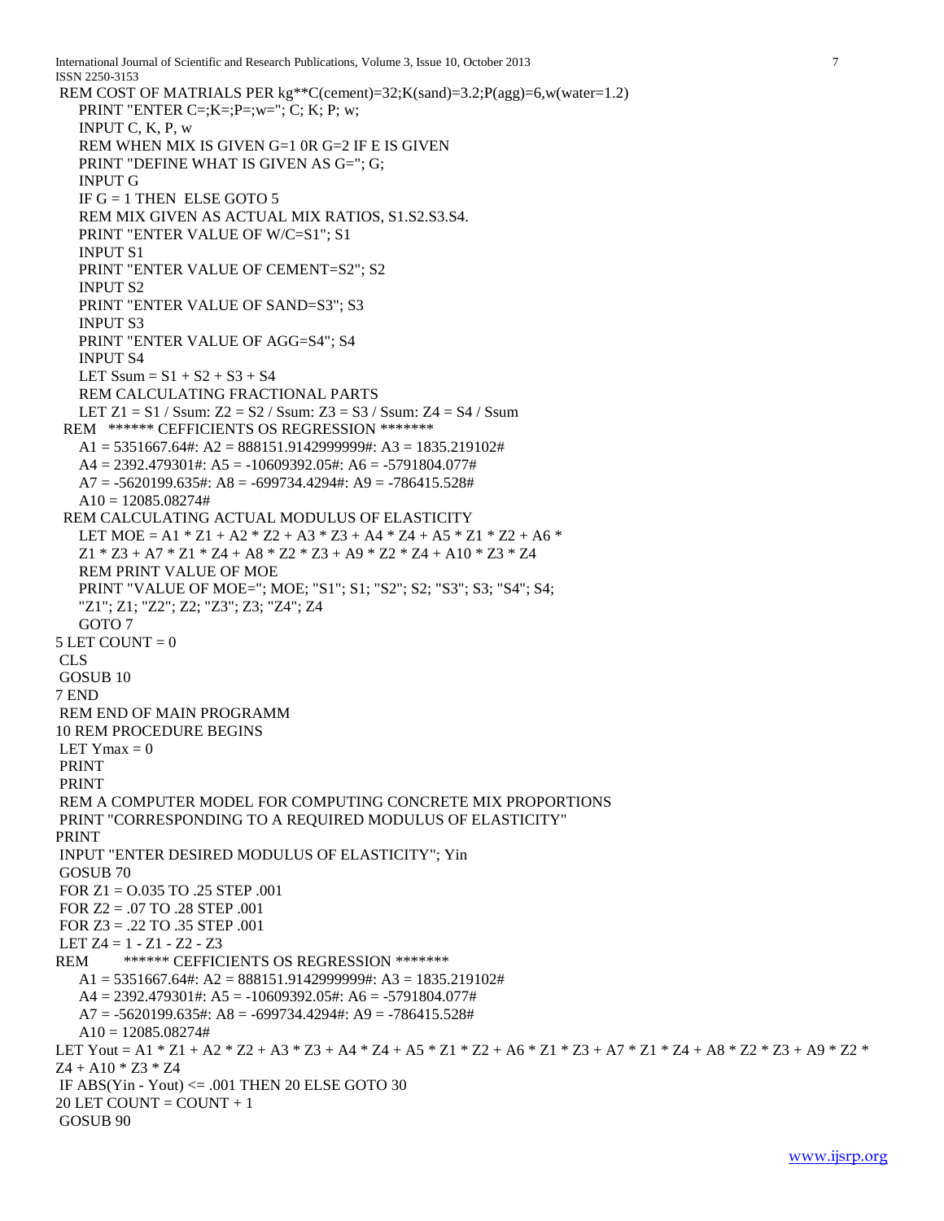```
REM COST OF MATRIALS PER kg**C(cement)=32;K(sand)=3.2;P(agg)=6,w(water=1.2)
   PRINT "ENTER C=;K=;P=;w="; C; K; P; w;
   INPUT C, K, P, w
   REM WHEN MIX IS GIVEN G=1 0R G=2 IF E IS GIVEN
   PRINT "DEFINE WHAT IS GIVEN AS G="; G;
   INPUT G
   IF G = 1 THEN  ELSE GOTO 5
   REM MIX GIVEN AS ACTUAL MIX RATIOS, S1.S2.S3.S4.
   PRINT "ENTER VALUE OF W/C=S1"; S1
   INPUT S1
   PRINT "ENTER VALUE OF CEMENT=S2"; S2
   INPUT S2
   PRINT "ENTER VALUE OF SAND=S3"; S3
   INPUT S3
   PRINT "ENTER VALUE OF AGG=S4"; S4
   INPUT S4
   LET Ssum = S1 + S2 + S3 + S4
   REM CALCULATING FRACTIONAL PARTS
   LET Z1 = S1 / Ssum: Z2 = S2 / Ssum: Z3 = S3 / Ssum: Z4 = S4 / Ssum
 REM   ****** CEFFICIENTS OS REGRESSION *******
   A1 = 5351667.64#: A2 = 888151.9142999999#: A3 = 1835.219102#
   A4 = 2392.479301#: A5 = -10609392.05#: A6 = -5791804.077#
   A7 = -5620199.635#: A8 = -699734.4294#: A9 = -786415.528#
   A10 = 12085.08274#
 REM CALCULATING ACTUAL MODULUS OF ELASTICITY
   LET MOE = A1 * Z1 + A2 * Z2 + A3 * Z3 + A4 * Z4 + A5 * Z1 * Z2 + A6 *
   Z1 * Z3 + A7 * Z1 * Z4 + A8 * Z2 * Z3 + A9 * Z2 * Z4 + A10 * Z3 * Z4
   REM PRINT VALUE OF MOE
   PRINT "VALUE OF MOE="; MOE; "S1"; S1; "S2"; S2; "S3"; S3; "S4"; S4;
   "Z1"; Z1; "Z2"; Z2; "Z3"; Z3; "Z4"; Z4
   GOTO 7
5 LET COUNT = 0
 CLS
 GOSUB 10
7 END
 REM END OF MAIN PROGRAMM
10 REM PROCEDURE BEGINS
 LET Ymax = 0
 PRINT
 PRINT
 REM A COMPUTER MODEL FOR COMPUTING CONCRETE MIX PROPORTIONS
 PRINT "CORRESPONDING TO A REQUIRED MODULUS OF ELASTICITY"
PRINT
 INPUT "ENTER DESIRED MODULUS OF ELASTICITY"; Yin
 GOSUB 70
 FOR Z1 = O.035 TO .25 STEP .001
 FOR Z2 = .07 TO .28 STEP .001
 FOR Z3 = .22 TO .35 STEP .001
 LET Z4 = 1 - Z1 - Z2 - Z3
REM       ****** CEFFICIENTS OS REGRESSION *******
   A1 = 5351667.64#: A2 = 888151.9142999999#: A3 = 1835.219102#
   A4 = 2392.479301#: A5 = -10609392.05#: A6 = -5791804.077#
   A7 = -5620199.635#: A8 = -699734.4294#: A9 = -786415.528#
   A10 = 12085.08274#
LET Yout = A1 * Z1 + A2 * Z2 + A3 * Z3 + A4 * Z4 + A5 * Z1 * Z2 + A6 * Z1 * Z3 + A7 * Z1 * Z4 + A8 * Z2 * Z3 + A9 * Z2 *
Z4 + A10 * Z3 * Z4
 IF ABS(Yin - Yout) <= .001 THEN 20 ELSE GOTO 30
20 LET COUNT = COUNT + 1
 GOSUB 90
```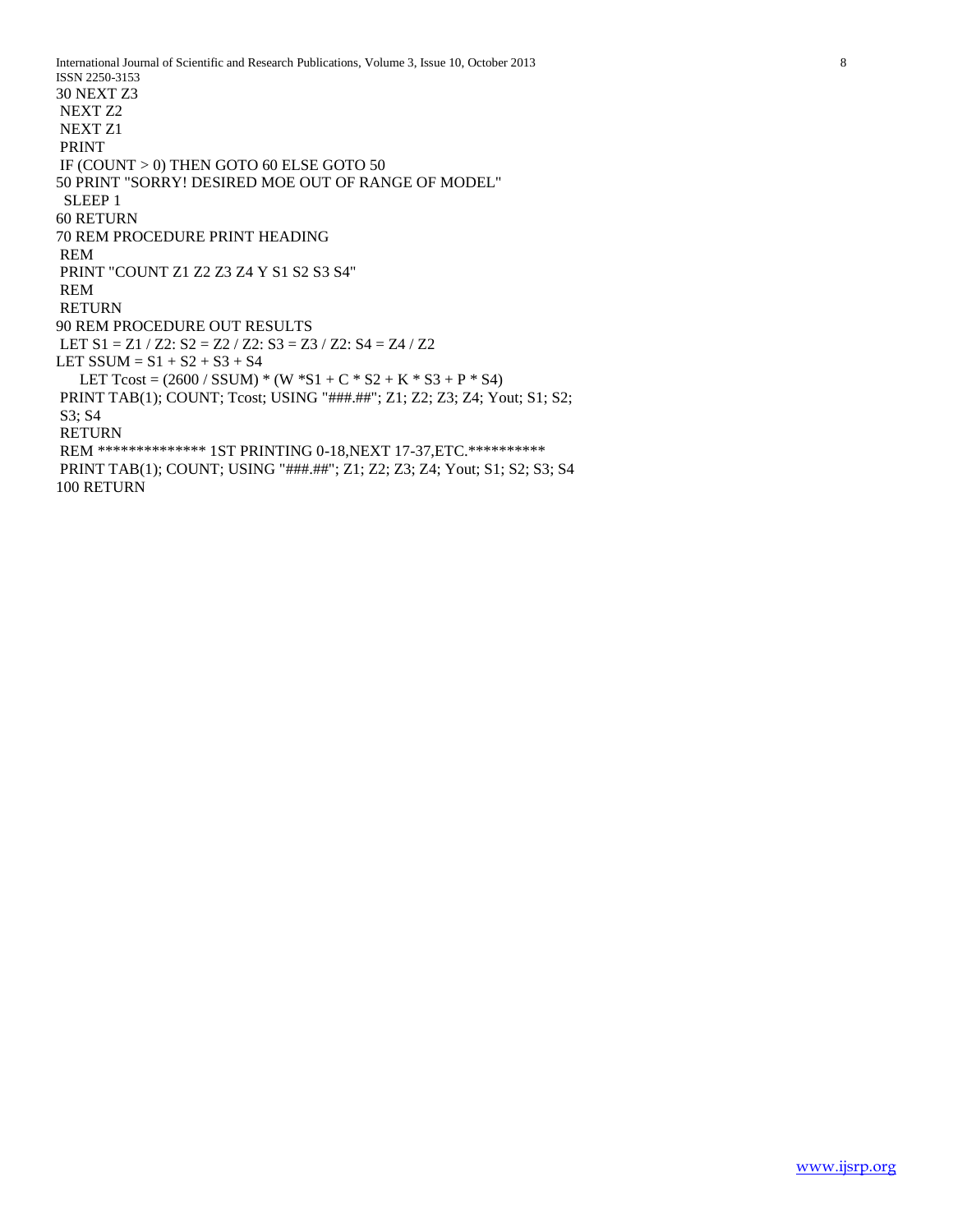```
30 NEXT Z3
 NEXT Z2
 NEXT Z1
 PRINT
 IF (COUNT > 0) THEN GOTO 60 ELSE GOTO 50
50 PRINT "SORRY! DESIRED MOE OUT OF RANGE OF MODEL"
  SLEEP 1
60 RETURN
70 REM PROCEDURE PRINT HEADING
 REM
 PRINT "COUNT Z1 Z2 Z3 Z4 Y S1 S2 S3 S4"
 REM
 RETURN
90 REM PROCEDURE OUT RESULTS
 LET S1 = Z1 / Z2: S2 = Z2 / Z2: S3 = Z3 / Z2: S4 = Z4 / Z2
LET SSUM = S1 + S2 + S3 + S4
    LET Tcost = (2600 / SSUM) * (W *S1 + C * S2 + K * S3 + P * S4)
 PRINT TAB(1); COUNT; Tcost; USING "###.##"; Z1; Z2; Z3; Z4; Yout; S1; S2;
 S3; S4
 RETURN
 REM ************** 1ST PRINTING 0-18,NEXT 17-37,ETC.**********
 PRINT TAB(1); COUNT; USING "###.##"; Z1; Z2; Z3; Z4; Yout; S1; S2; S3; S4
100 RETURN
```